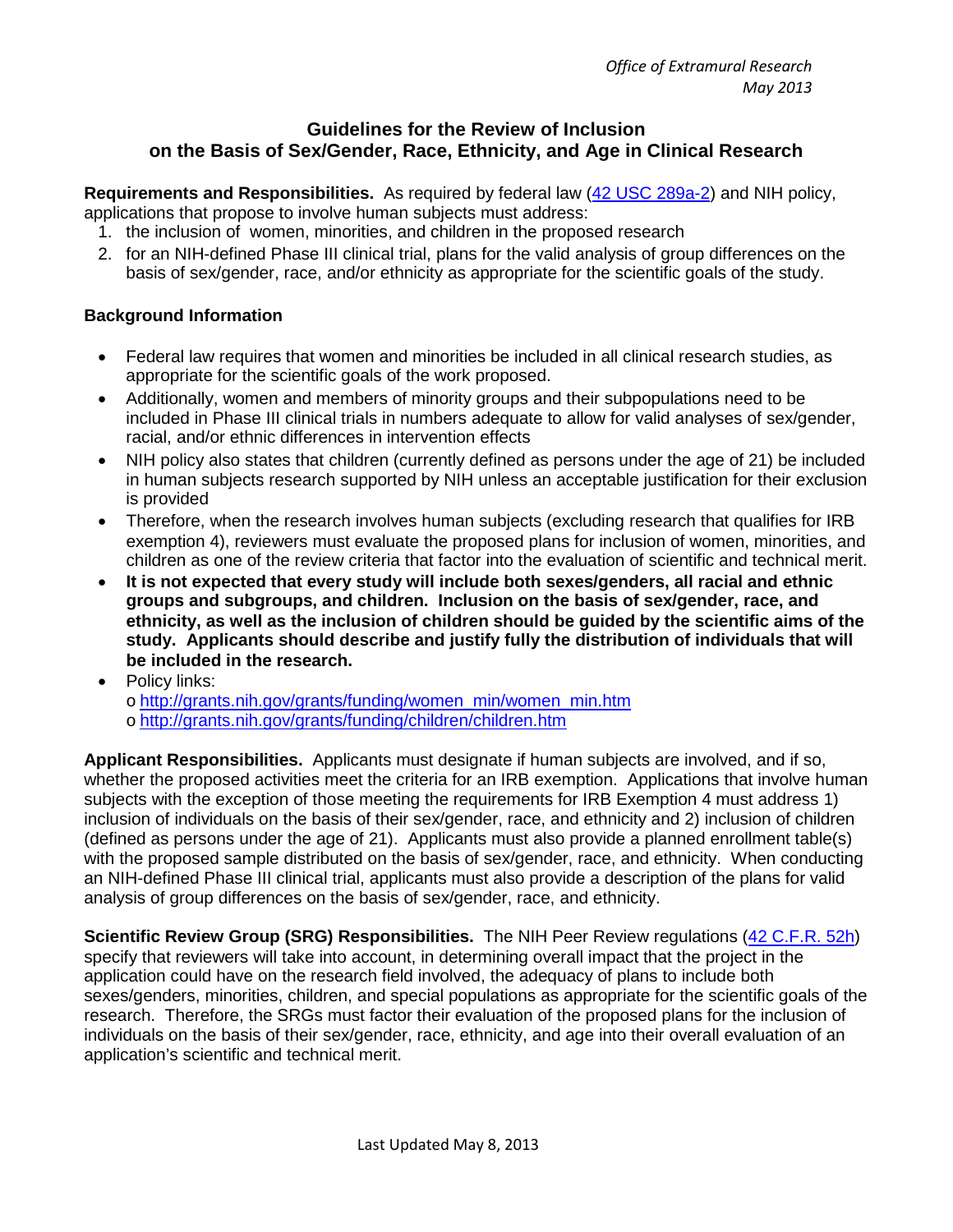*Office of Extramural Research*
*May 2013*

# Guidelines for the Review of Inclusion on the Basis of Sex/Gender, Race, Ethnicity, and Age in Clinical Research

**Requirements and Responsibilities.** As required by federal law ([42 USC 289a-2](42 USC 289a-2)) and NIH policy, applications that propose to involve human subjects must address:

1. the inclusion of women, minorities, and children in the proposed research
2. for an NIH-defined Phase III clinical trial, plans for the valid analysis of group differences on the basis of sex/gender, race, and/or ethnicity as appropriate for the scientific goals of the study.

## Background Information

- Federal law requires that women and minorities be included in all clinical research studies, as appropriate for the scientific goals of the work proposed.
- Additionally, women and members of minority groups and their subpopulations need to be included in Phase III clinical trials in numbers adequate to allow for valid analyses of sex/gender, racial, and/or ethnic differences in intervention effects
- NIH policy also states that children (currently defined as persons under the age of 21) be included in human subjects research supported by NIH unless an acceptable justification for their exclusion is provided
- Therefore, when the research involves human subjects (excluding research that qualifies for IRB exemption 4), reviewers must evaluate the proposed plans for inclusion of women, minorities, and children as one of the review criteria that factor into the evaluation of scientific and technical merit.
- **It is not expected that every study will include both sexes/genders, all racial and ethnic groups and subgroups, and children. Inclusion on the basis of sex/gender, race, and ethnicity, as well as the inclusion of children should be guided by the scientific aims of the study. Applicants should describe and justify fully the distribution of individuals that will be included in the research.**
- Policy links:
  - http://grants.nih.gov/grants/funding/women_min/women_min.htm
  - http://grants.nih.gov/grants/funding/children/children.htm

**Applicant Responsibilities.** Applicants must designate if human subjects are involved, and if so, whether the proposed activities meet the criteria for an IRB exemption. Applications that involve human subjects with the exception of those meeting the requirements for IRB Exemption 4 must address 1) inclusion of individuals on the basis of their sex/gender, race, and ethnicity and 2) inclusion of children (defined as persons under the age of 21). Applicants must also provide a planned enrollment table(s) with the proposed sample distributed on the basis of sex/gender, race, and ethnicity. When conducting an NIH-defined Phase III clinical trial, applicants must also provide a description of the plans for valid analysis of group differences on the basis of sex/gender, race, and ethnicity.

**Scientific Review Group (SRG) Responsibilities.** The NIH Peer Review regulations ([42 C.F.R. 52h](42 C.F.R. 52h)) specify that reviewers will take into account, in determining overall impact that the project in the application could have on the research field involved, the adequacy of plans to include both sexes/genders, minorities, children, and special populations as appropriate for the scientific goals of the research. Therefore, the SRGs must factor their evaluation of the proposed plans for the inclusion of individuals on the basis of their sex/gender, race, ethnicity, and age into their overall evaluation of an application's scientific and technical merit.

Last Updated May 8, 2013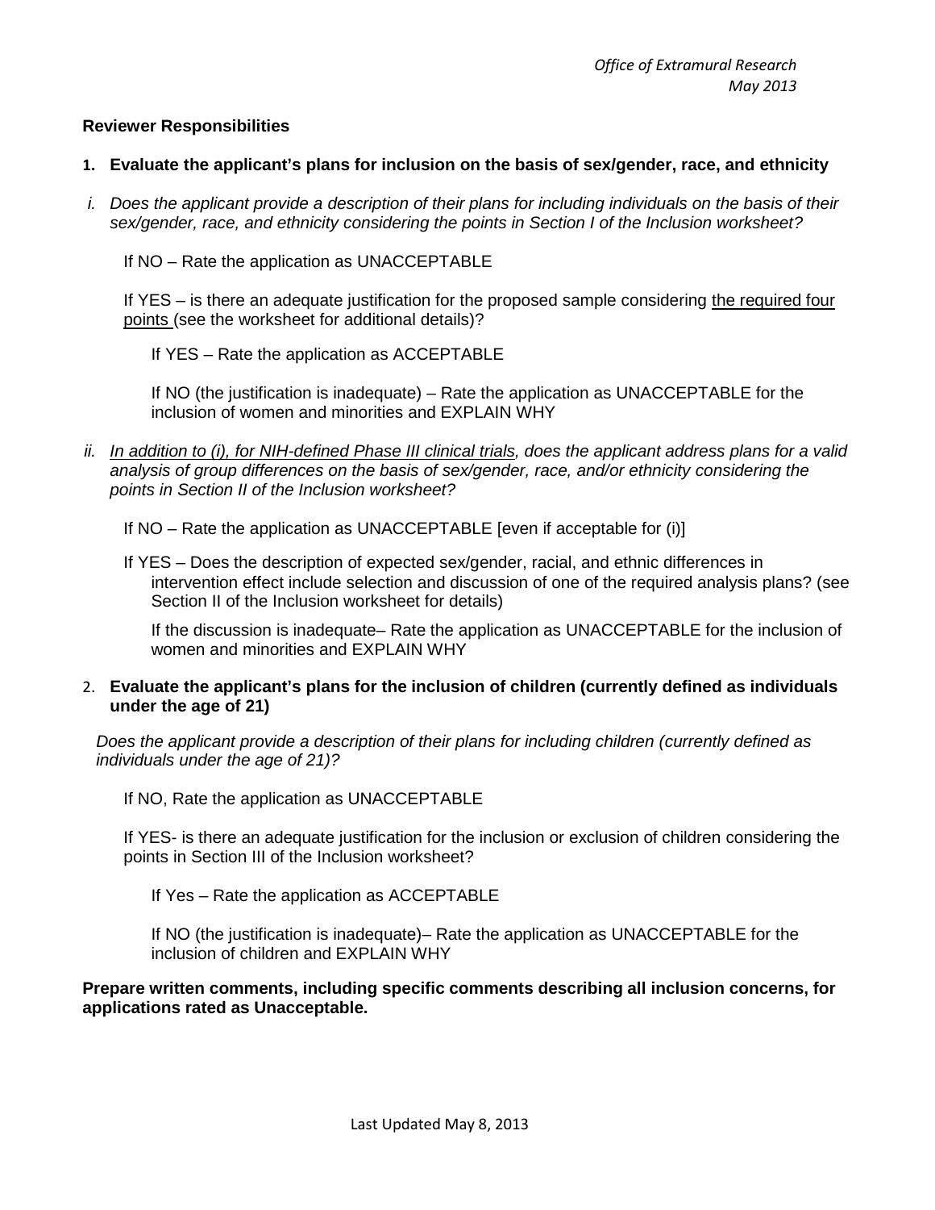**Reviewer Responsibilities**

1. **Evaluate the applicant's plans for inclusion on the basis of sex/gender, race, and ethnicity**

*i. Does the applicant provide a description of their plans for including individuals on the basis of their sex/gender, race, and ethnicity considering the points in Section I of the Inclusion worksheet?*

If NO – Rate the application as UNACCEPTABLE

If YES – is there an adequate justification for the proposed sample considering <u>the required four points</u> (see the worksheet for additional details)?

If YES – Rate the application as ACCEPTABLE

If NO (the justification is inadequate) – Rate the application as UNACCEPTABLE for the inclusion of women and minorities and EXPLAIN WHY

*ii. <u>In addition to (i), for NIH-defined Phase III clinical trials</u>, does the applicant address plans for a valid analysis of group differences on the basis of sex/gender, race, and/or ethnicity considering the points in Section II of the Inclusion worksheet?*

If NO – Rate the application as UNACCEPTABLE [even if acceptable for (i)]

If YES – Does the description of expected sex/gender, racial, and ethnic differences in intervention effect include selection and discussion of one of the required analysis plans? (see Section II of the Inclusion worksheet for details)

If the discussion is inadequate– Rate the application as UNACCEPTABLE for the inclusion of women and minorities and EXPLAIN WHY

2. **Evaluate the applicant's plans for the inclusion of children (currently defined as individuals under the age of 21)**

*Does the applicant provide a description of their plans for including children (currently defined as individuals under the age of 21)?*

If NO, Rate the application as UNACCEPTABLE

If YES- is there an adequate justification for the inclusion or exclusion of children considering the points in Section III of the Inclusion worksheet?

If Yes – Rate the application as ACCEPTABLE

If NO (the justification is inadequate)– Rate the application as UNACCEPTABLE for the inclusion of children and EXPLAIN WHY

**Prepare written comments, including specific comments describing all inclusion concerns, for applications rated as Unacceptable.**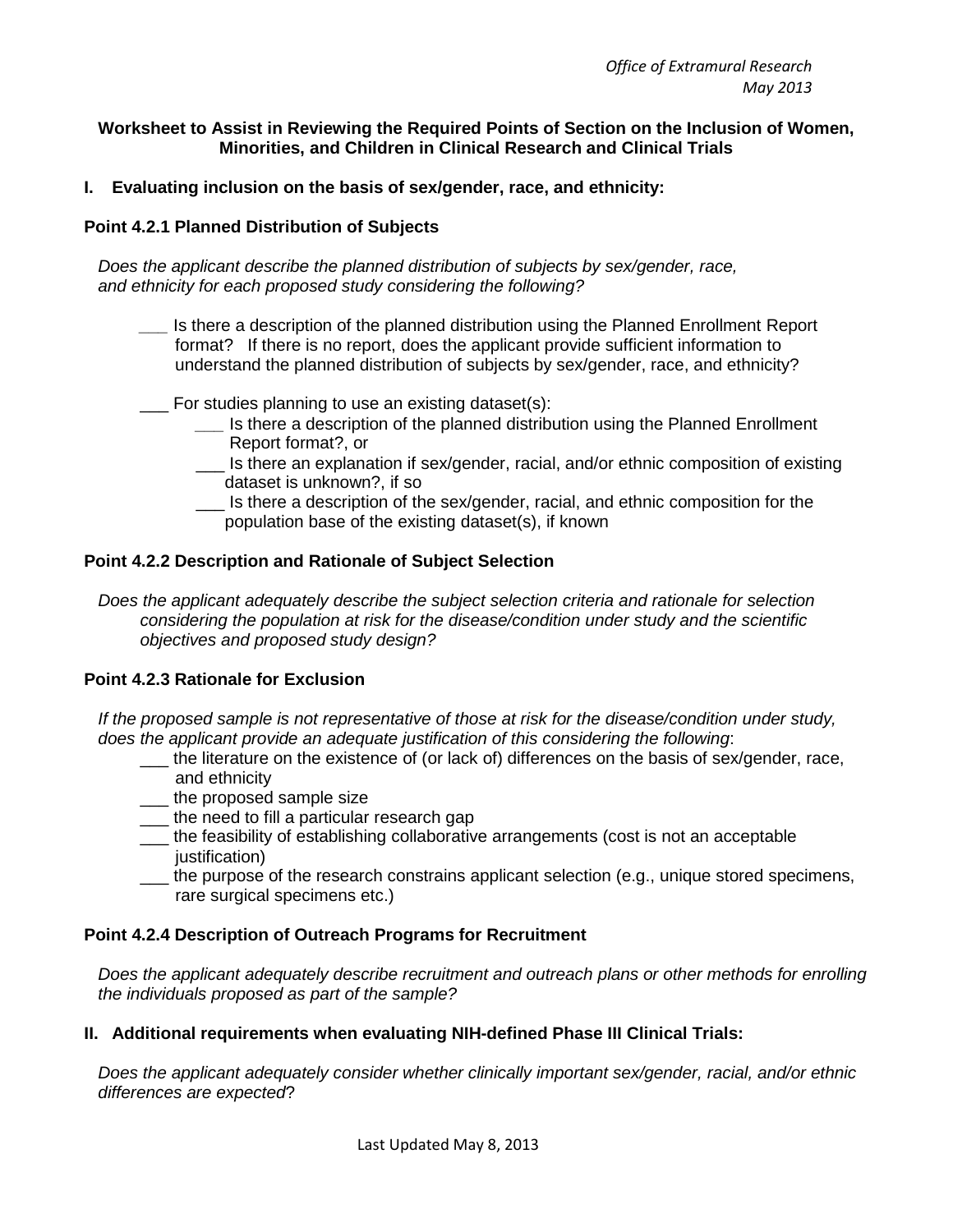**Worksheet to Assist in Reviewing the Required Points of Section on the Inclusion of Women, Minorities, and Children in Clinical Research and Clinical Trials**

## I. Evaluating inclusion on the basis of sex/gender, race, and ethnicity:

### Point 4.2.1 Planned Distribution of Subjects

*Does the applicant describe the planned distribution of subjects by sex/gender, race, and ethnicity for each proposed study considering the following?*

- ___ Is there a description of the planned distribution using the Planned Enrollment Report format? If there is no report, does the applicant provide sufficient information to understand the planned distribution of subjects by sex/gender, race, and ethnicity?
- ___ For studies planning to use an existing dataset(s):
  - ___ Is there a description of the planned distribution using the Planned Enrollment Report format?, or
  - ___ Is there an explanation if sex/gender, racial, and/or ethnic composition of existing dataset is unknown?, if so
  - ___ Is there a description of the sex/gender, racial, and ethnic composition for the population base of the existing dataset(s), if known

### Point 4.2.2 Description and Rationale of Subject Selection

*Does the applicant adequately describe the subject selection criteria and rationale for selection considering the population at risk for the disease/condition under study and the scientific objectives and proposed study design?*

### Point 4.2.3 Rationale for Exclusion

*If the proposed sample is not representative of those at risk for the disease/condition under study, does the applicant provide an adequate justification of this considering the following*:

- ___ the literature on the existence of (or lack of) differences on the basis of sex/gender, race, and ethnicity
- ___ the proposed sample size
- ___ the need to fill a particular research gap
- ___ the feasibility of establishing collaborative arrangements (cost is not an acceptable justification)
- ___ the purpose of the research constrains applicant selection (e.g., unique stored specimens, rare surgical specimens etc.)

### Point 4.2.4 Description of Outreach Programs for Recruitment

*Does the applicant adequately describe recruitment and outreach plans or other methods for enrolling the individuals proposed as part of the sample?*

## II. Additional requirements when evaluating NIH-defined Phase III Clinical Trials:

*Does the applicant adequately consider whether clinically important sex/gender, racial, and/or ethnic differences are expected*?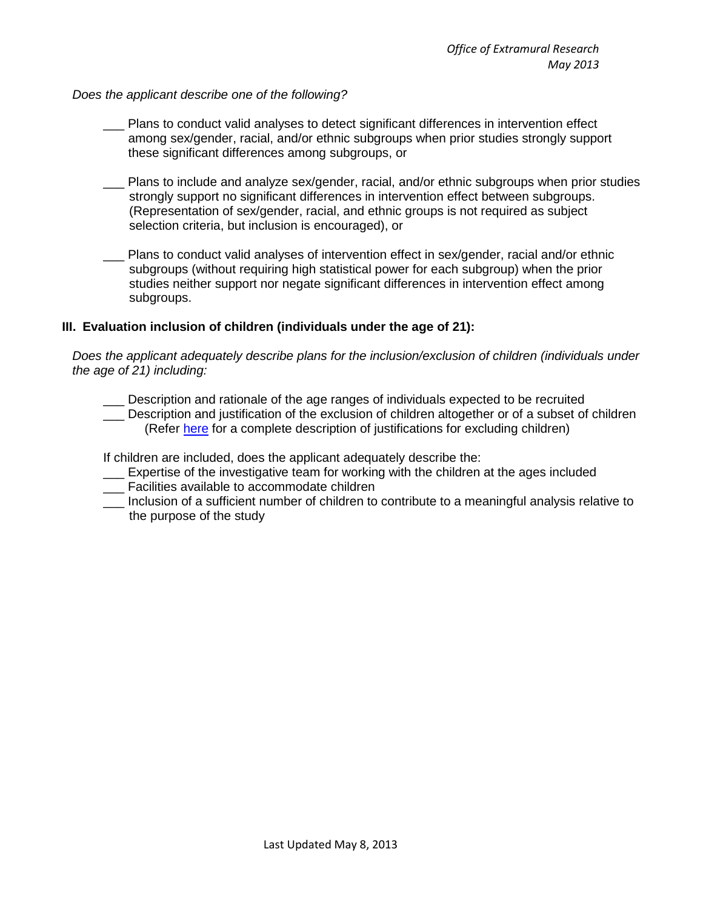*Does the applicant describe one of the following?*

___ Plans to conduct valid analyses to detect significant differences in intervention effect among sex/gender, racial, and/or ethnic subgroups when prior studies strongly support these significant differences among subgroups, or

___ Plans to include and analyze sex/gender, racial, and/or ethnic subgroups when prior studies strongly support no significant differences in intervention effect between subgroups. (Representation of sex/gender, racial, and ethnic groups is not required as subject selection criteria, but inclusion is encouraged), or

___ Plans to conduct valid analyses of intervention effect in sex/gender, racial and/or ethnic subgroups (without requiring high statistical power for each subgroup) when the prior studies neither support nor negate significant differences in intervention effect among subgroups.

### III. Evaluation inclusion of children (individuals under the age of 21):

*Does the applicant adequately describe plans for the inclusion/exclusion of children (individuals under the age of 21) including:*

___ Description and rationale of the age ranges of individuals expected to be recruited
___ Description and justification of the exclusion of children altogether or of a subset of children (Refer here for a complete description of justifications for excluding children)

If children are included, does the applicant adequately describe the:
___ Expertise of the investigative team for working with the children at the ages included
___ Facilities available to accommodate children
___ Inclusion of a sufficient number of children to contribute to a meaningful analysis relative to the purpose of the study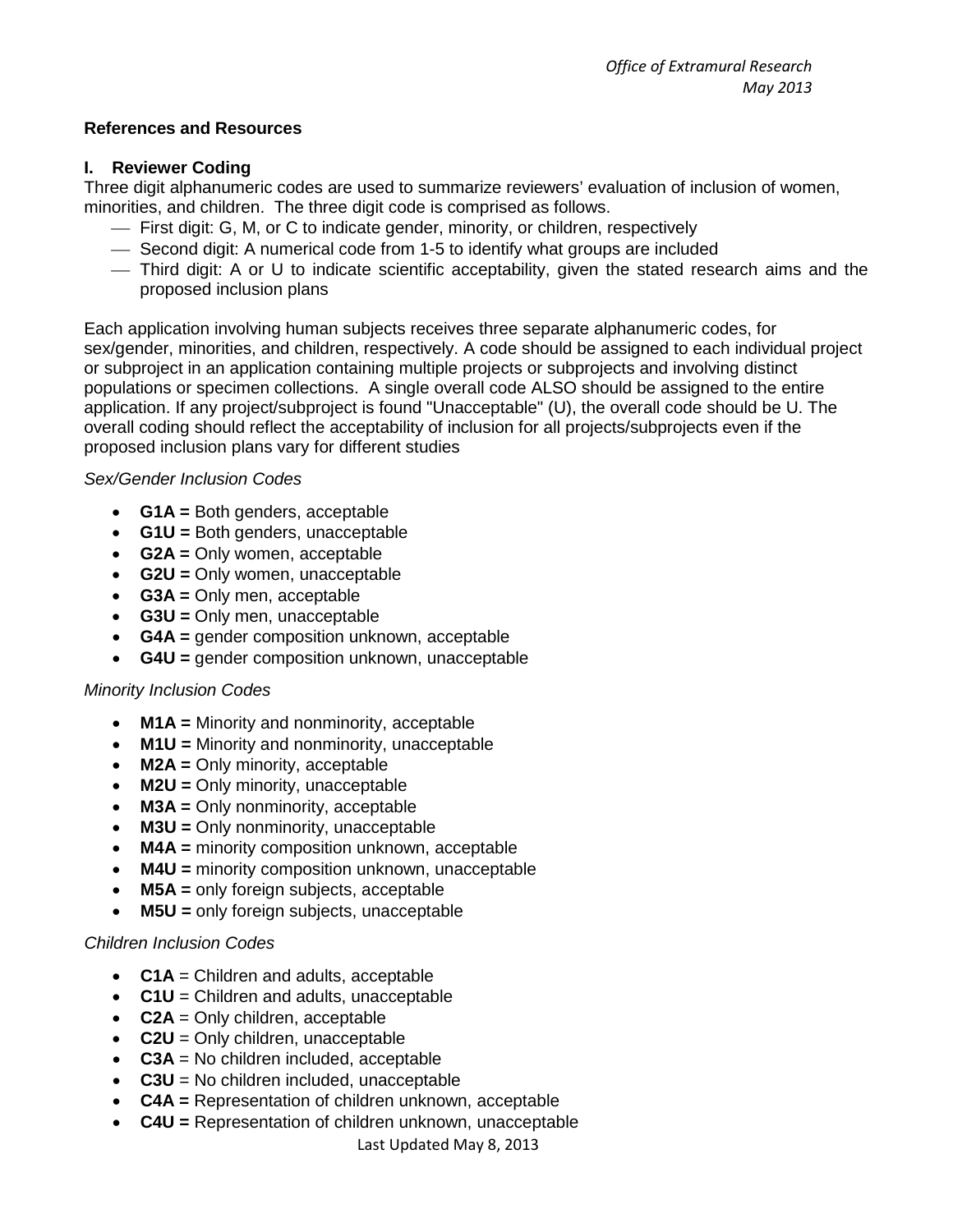**References and Resources**

**I. Reviewer Coding**

Three digit alphanumeric codes are used to summarize reviewers' evaluation of inclusion of women, minorities, and children. The three digit code is comprised as follows.

- First digit: G, M, or C to indicate gender, minority, or children, respectively
- Second digit: A numerical code from 1-5 to identify what groups are included
- Third digit: A or U to indicate scientific acceptability, given the stated research aims and the proposed inclusion plans

Each application involving human subjects receives three separate alphanumeric codes, for sex/gender, minorities, and children, respectively. A code should be assigned to each individual project or subproject in an application containing multiple projects or subprojects and involving distinct populations or specimen collections. A single overall code ALSO should be assigned to the entire application. If any project/subproject is found "Unacceptable" (U), the overall code should be U. The overall coding should reflect the acceptability of inclusion for all projects/subprojects even if the proposed inclusion plans vary for different studies

*Sex/Gender Inclusion Codes*

- **G1A =** Both genders, acceptable
- **G1U =** Both genders, unacceptable
- **G2A =** Only women, acceptable
- **G2U =** Only women, unacceptable
- **G3A =** Only men, acceptable
- **G3U =** Only men, unacceptable
- **G4A =** gender composition unknown, acceptable
- **G4U =** gender composition unknown, unacceptable

*Minority Inclusion Codes*

- **M1A =** Minority and nonminority, acceptable
- **M1U =** Minority and nonminority, unacceptable
- **M2A =** Only minority, acceptable
- **M2U =** Only minority, unacceptable
- **M3A =** Only nonminority, acceptable
- **M3U =** Only nonminority, unacceptable
- **M4A =** minority composition unknown, acceptable
- **M4U =** minority composition unknown, unacceptable
- **M5A =** only foreign subjects, acceptable
- **M5U =** only foreign subjects, unacceptable

*Children Inclusion Codes*

- **C1A** = Children and adults, acceptable
- **C1U** = Children and adults, unacceptable
- **C2A** = Only children, acceptable
- **C2U** = Only children, unacceptable
- **C3A** = No children included, acceptable
- **C3U** = No children included, unacceptable
- **C4A =** Representation of children unknown, acceptable
- **C4U =** Representation of children unknown, unacceptable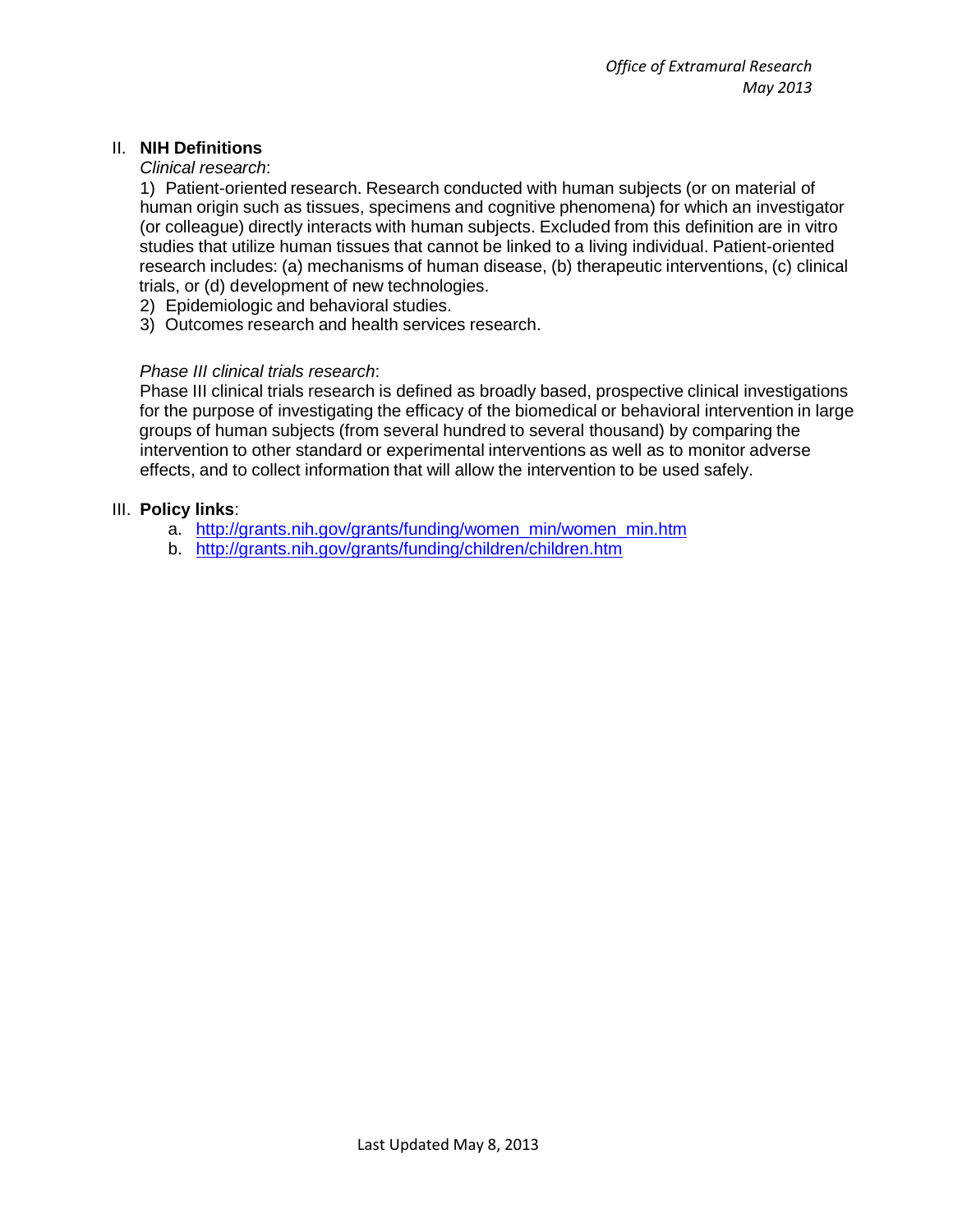## II. NIH Definitions

*Clinical research*:

1) Patient-oriented research. Research conducted with human subjects (or on material of human origin such as tissues, specimens and cognitive phenomena) for which an investigator (or colleague) directly interacts with human subjects. Excluded from this definition are in vitro studies that utilize human tissues that cannot be linked to a living individual. Patient-oriented research includes: (a) mechanisms of human disease, (b) therapeutic interventions, (c) clinical trials, or (d) development of new technologies.
2) Epidemiologic and behavioral studies.
3) Outcomes research and health services research.

*Phase III clinical trials research*:

Phase III clinical trials research is defined as broadly based, prospective clinical investigations for the purpose of investigating the efficacy of the biomedical or behavioral intervention in large groups of human subjects (from several hundred to several thousand) by comparing the intervention to other standard or experimental interventions as well as to monitor adverse effects, and to collect information that will allow the intervention to be used safely.

## III. Policy links:

a. http://grants.nih.gov/grants/funding/women_min/women_min.htm
b. http://grants.nih.gov/grants/funding/children/children.htm